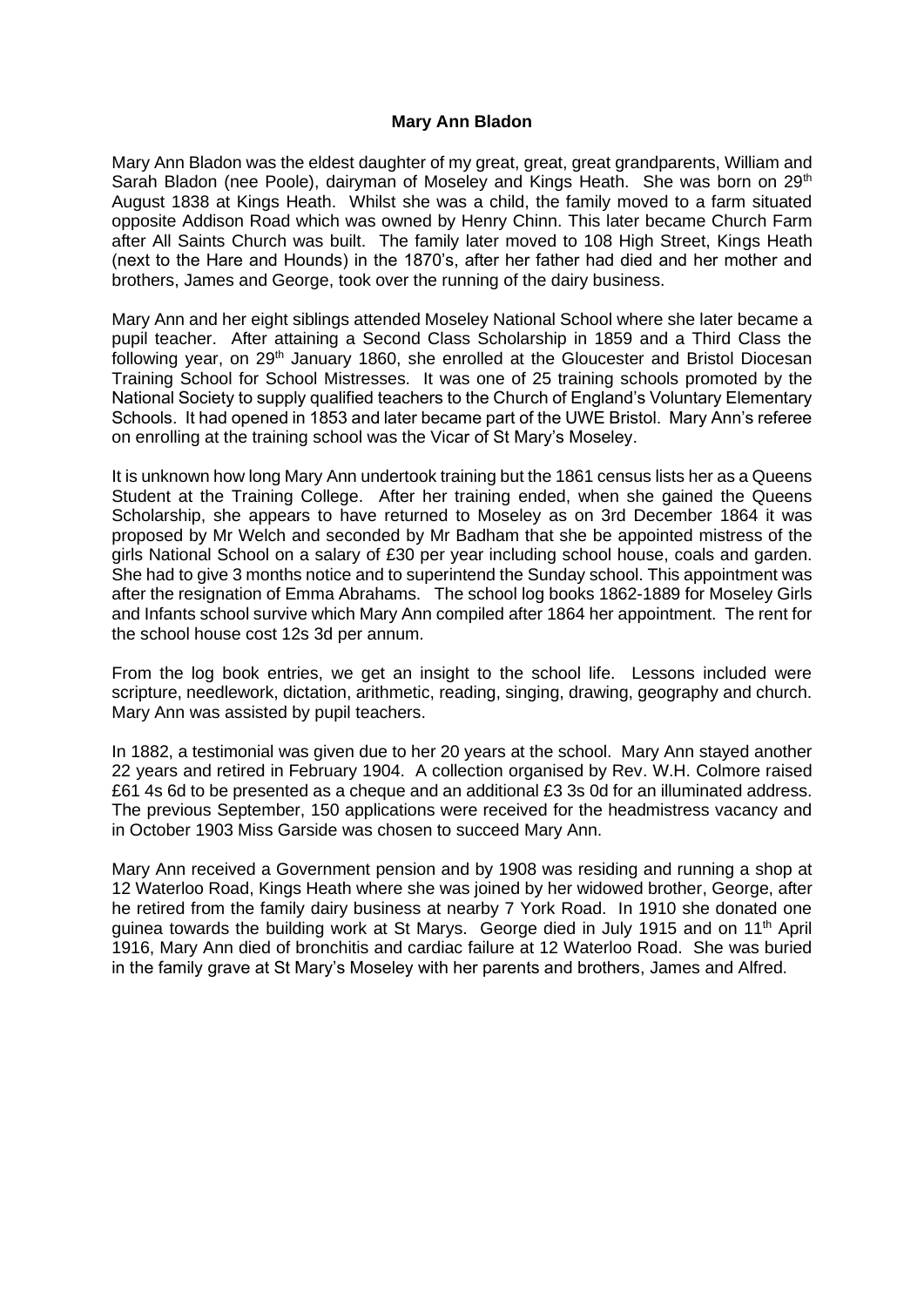# Mary Ann Bladon

Mary Ann Bladon was the eldest daughter of my great, great, great grandparents, William and Sarah Bladon (nee Poole), dairyman of Moseley and Kings Heath. She was born on 29th August 1838 at Kings Heath. Whilst she was a child, the family moved to a farm situated opposite Addison Road which was owned by Henry Chinn. This later became Church Farm after All Saints Church was built. The family later moved to 108 High Street, Kings Heath (next to the Hare and Hounds) in the 1870's, after her father had died and her mother and brothers, James and George, took over the running of the dairy business.

Mary Ann and her eight siblings attended Moseley National School where she later became a pupil teacher. After attaining a Second Class Scholarship in 1859 and a Third Class the following year, on 29th January 1860, she enrolled at the Gloucester and Bristol Diocesan Training School for School Mistresses. It was one of 25 training schools promoted by the National Society to supply qualified teachers to the Church of England's Voluntary Elementary Schools. It had opened in 1853 and later became part of the UWE Bristol. Mary Ann's referee on enrolling at the training school was the Vicar of St Mary's Moseley.

It is unknown how long Mary Ann undertook training but the 1861 census lists her as a Queens Student at the Training College. After her training ended, when she gained the Queens Scholarship, she appears to have returned to Moseley as on 3rd December 1864 it was proposed by Mr Welch and seconded by Mr Badham that she be appointed mistress of the girls National School on a salary of £30 per year including school house, coals and garden. She had to give 3 months notice and to superintend the Sunday school. This appointment was after the resignation of Emma Abrahams. The school log books 1862-1889 for Moseley Girls and Infants school survive which Mary Ann compiled after 1864 her appointment. The rent for the school house cost 12s 3d per annum.

From the log book entries, we get an insight to the school life. Lessons included were scripture, needlework, dictation, arithmetic, reading, singing, drawing, geography and church. Mary Ann was assisted by pupil teachers.

In 1882, a testimonial was given due to her 20 years at the school. Mary Ann stayed another 22 years and retired in February 1904. A collection organised by Rev. W.H. Colmore raised £61 4s 6d to be presented as a cheque and an additional £3 3s 0d for an illuminated address. The previous September, 150 applications were received for the headmistress vacancy and in October 1903 Miss Garside was chosen to succeed Mary Ann.

Mary Ann received a Government pension and by 1908 was residing and running a shop at 12 Waterloo Road, Kings Heath where she was joined by her widowed brother, George, after he retired from the family dairy business at nearby 7 York Road. In 1910 she donated one guinea towards the building work at St Marys. George died in July 1915 and on 11th April 1916, Mary Ann died of bronchitis and cardiac failure at 12 Waterloo Road. She was buried in the family grave at St Mary's Moseley with her parents and brothers, James and Alfred.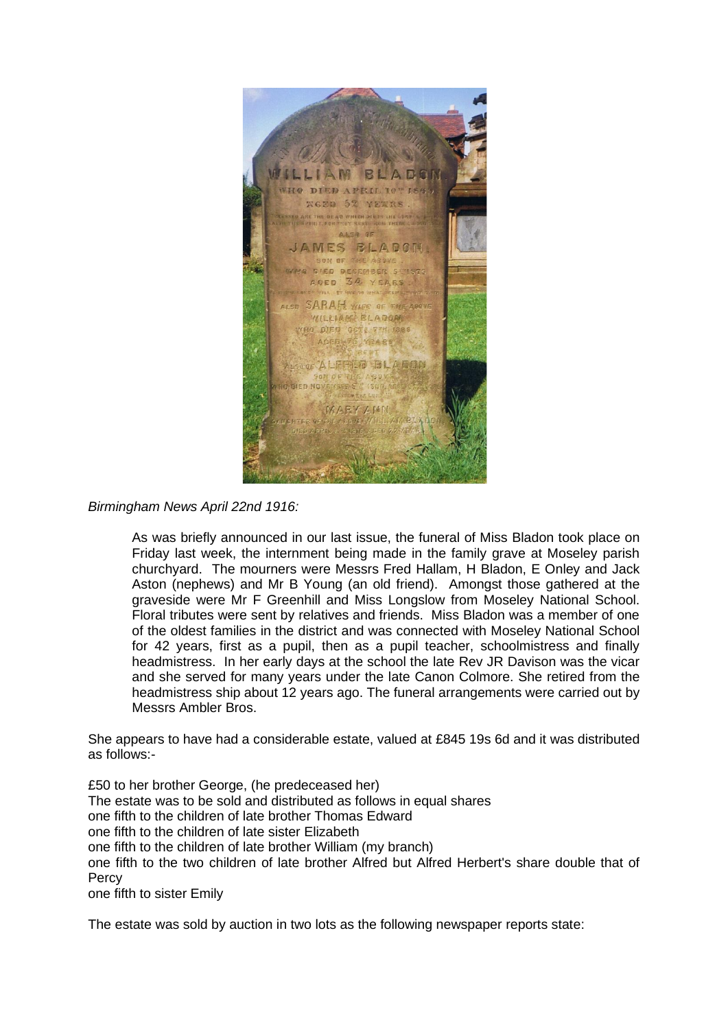*Birmingham News April 22nd 1916:*

> As was briefly announced in our last issue, the funeral of Miss Bladon took place on Friday last week, the internment being made in the family grave at Moseley parish churchyard. The mourners were Messrs Fred Hallam, H Bladon, E Onley and Jack Aston (nephews) and Mr B Young (an old friend). Amongst those gathered at the graveside were Mr F Greenhill and Miss Longslow from Moseley National School. Floral tributes were sent by relatives and friends. Miss Bladon was a member of one of the oldest families in the district and was connected with Moseley National School for 42 years, first as a pupil, then as a pupil teacher, schoolmistress and finally headmistress. In her early days at the school the late Rev JR Davison was the vicar and she served for many years under the late Canon Colmore. She retired from the headmistress ship about 12 years ago. The funeral arrangements were carried out by Messrs Ambler Bros.

She appears to have had a considerable estate, valued at £845 19s 6d and it was distributed as follows:-

£50 to her brother George, (he predeceased her)
The estate was to be sold and distributed as follows in equal shares
one fifth to the children of late brother Thomas Edward
one fifth to the children of late sister Elizabeth
one fifth to the children of late brother William (my branch)
one fifth to the two children of late brother Alfred but Alfred Herbert's share double that of Percy
one fifth to sister Emily

The estate was sold by auction in two lots as the following newspaper reports state: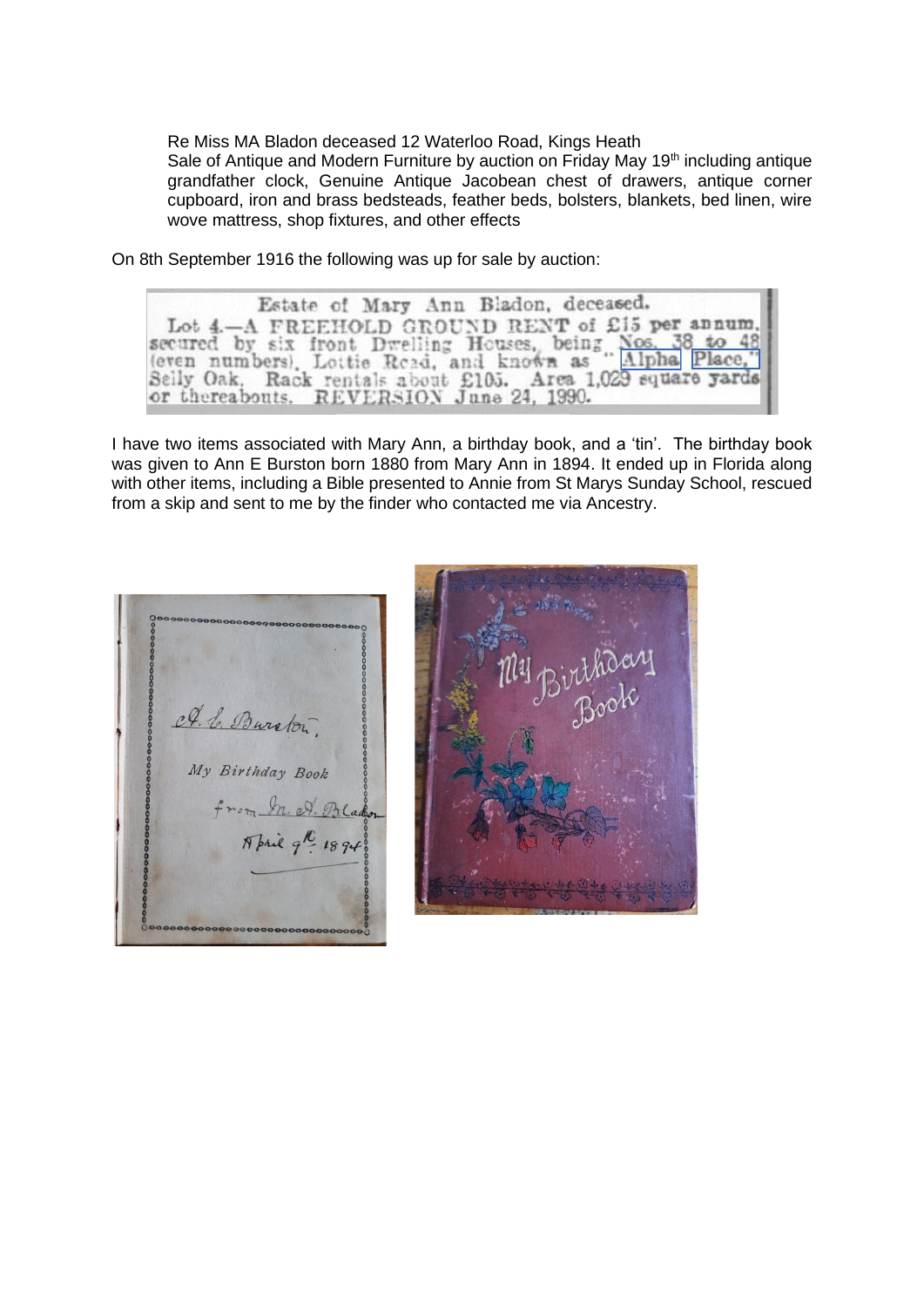Re Miss MA Bladon deceased 12 Waterloo Road, Kings Heath
Sale of Antique and Modern Furniture by auction on Friday May 19th including antique grandfather clock, Genuine Antique Jacobean chest of drawers, antique corner cupboard, iron and brass bedsteads, feather beds, bolsters, blankets, bed linen, wire wove mattress, shop fixtures, and other effects

On 8th September 1916 the following was up for sale by auction:

Estate of Mary Ann Bladon, deceased.
Lot 4.—A FREEHOLD GROUND RENT of £15 per annum, secured by six front Dwelling Houses, being Nos. 38 to 48 (even numbers), Lottie Road, and known as "Alpha Place," Selly Oak. Rack rentals about £105. Area 1,029 square yards or thereabouts. REVERSION June 24, 1990.

I have two items associated with Mary Ann, a birthday book, and a 'tin'. The birthday book was given to Ann E Burston born 1880 from Mary Ann in 1894. It ended up in Florida along with other items, including a Bible presented to Annie from St Marys Sunday School, rescued from a skip and sent to me by the finder who contacted me via Ancestry.

A. E. Burston.
My Birthday Book
from M. A. Bladon
April 9th 1894

My Birthday Book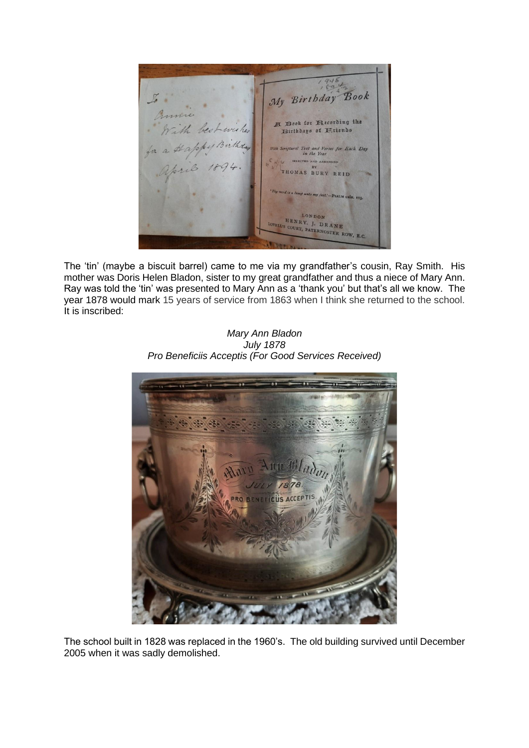The 'tin' (maybe a biscuit barrel) came to me via my grandfather's cousin, Ray Smith. His mother was Doris Helen Bladon, sister to my great grandfather and thus a niece of Mary Ann. Ray was told the 'tin' was presented to Mary Ann as a 'thank you' but that's all we know. The year 1878 would mark 15 years of service from 1863 when I think she returned to the school. It is inscribed:

*Mary Ann Bladon*
*July 1878*
*Pro Beneficiis Acceptis (For Good Services Received)*

The school built in 1828 was replaced in the 1960's. The old building survived until December 2005 when it was sadly demolished.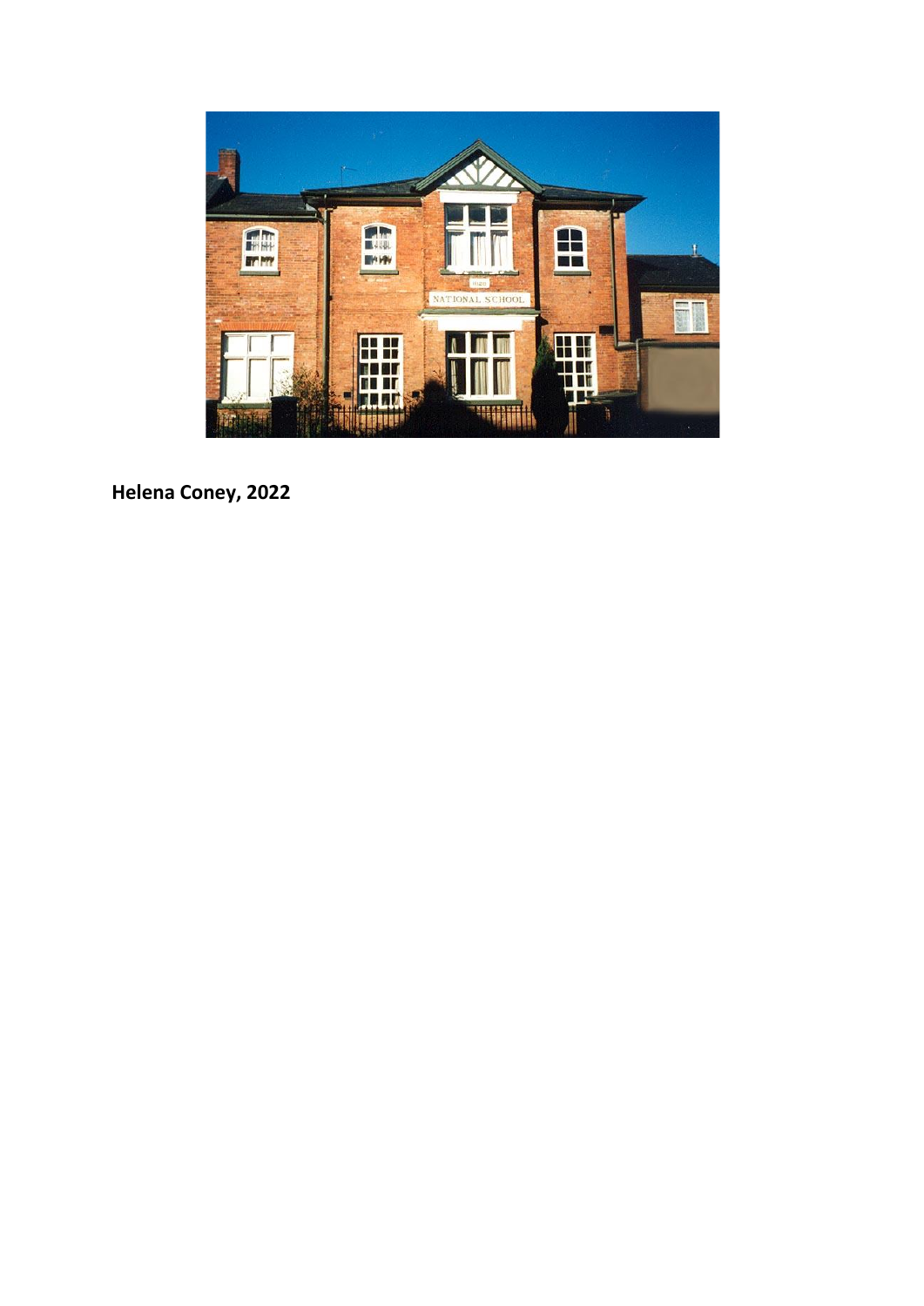**Helena Coney, 2022**